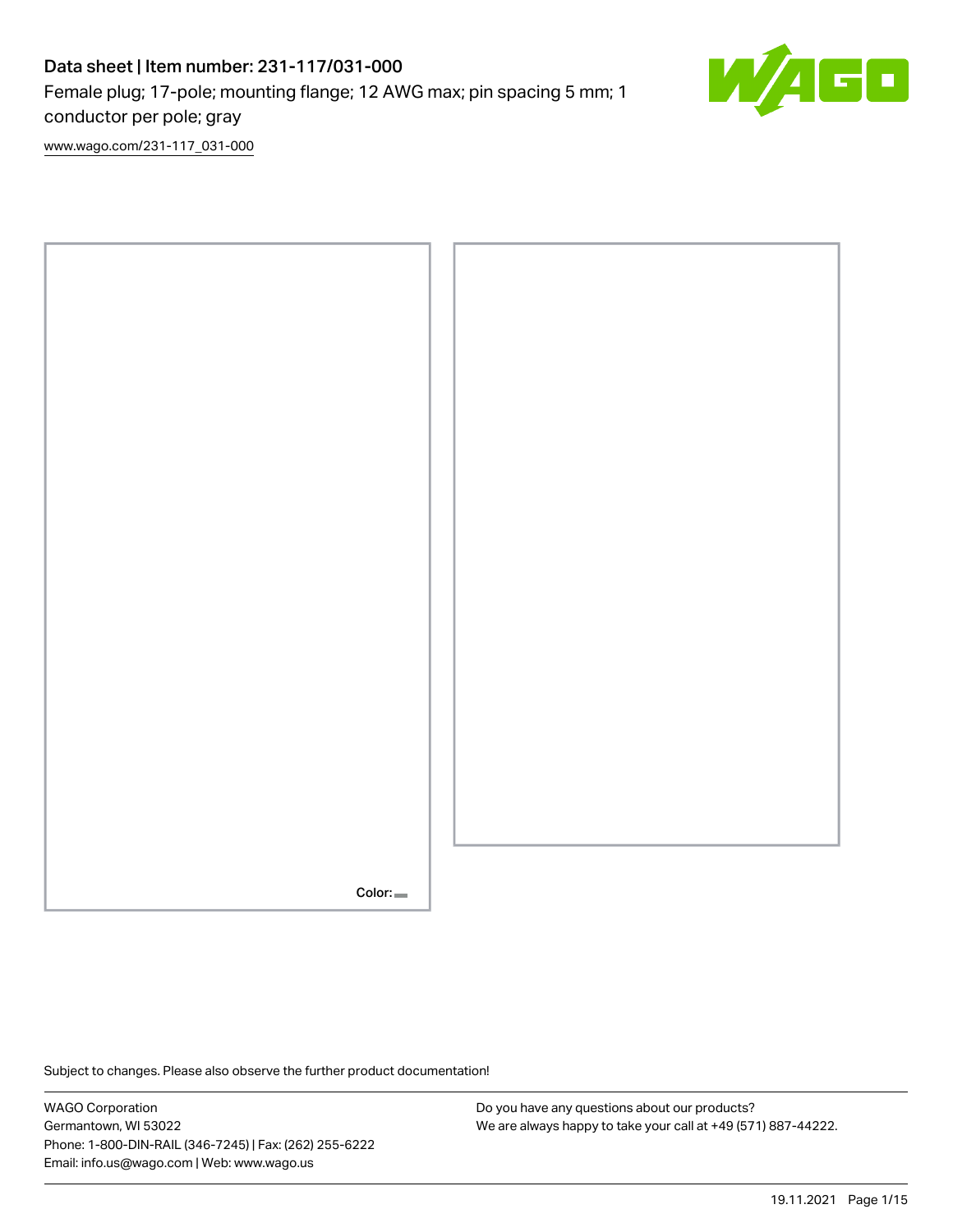# Data sheet | Item number: 231-117/031-000

Female plug; 17-pole; mounting flange; 12 AWG max; pin spacing 5 mm; 1 conductor per pole; gray

www.wago.com/231-117_031-000

Color:

Subject to changes. Please also observe the further product documentation!

WAGO Corporation
Germantown, WI 53022
Phone: 1-800-DIN-RAIL (346-7245) | Fax: (262) 255-6222
Email: info.us@wago.com | Web: www.wago.us

Do you have any questions about our products?
We are always happy to take your call at +49 (571) 887-44222.

19.11.2021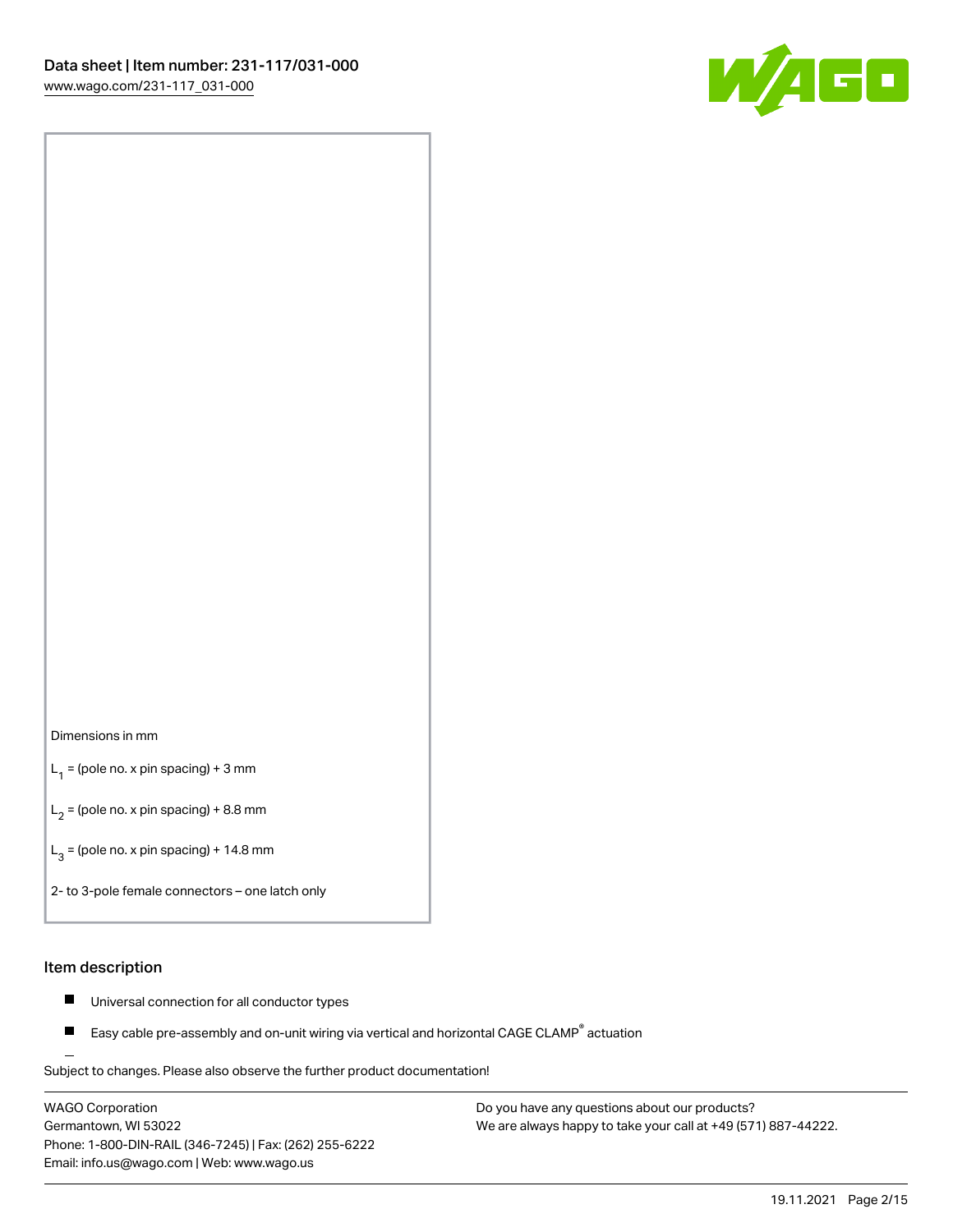Dimensions in mm

$L_1$ = (pole no. x pin spacing) + 3 mm

$L_2$ = (pole no. x pin spacing) + 8.8 mm

$L_3$ = (pole no. x pin spacing) + 14.8 mm

2- to 3-pole female connectors – one latch only

## Item description

- Universal connection for all conductor types
- Easy cable pre-assembly and on-unit wiring via vertical and horizontal CAGE CLAMP® actuation

Subject to changes. Please also observe the further product documentation!

WAGO Corporation
Germantown, WI 53022
Phone: 1-800-DIN-RAIL (346-7245) | Fax: (262) 255-6222
Email: info.us@wago.com | Web: www.wago.us

Do you have any questions about our products?
We are always happy to take your call at +49 (571) 887-44222.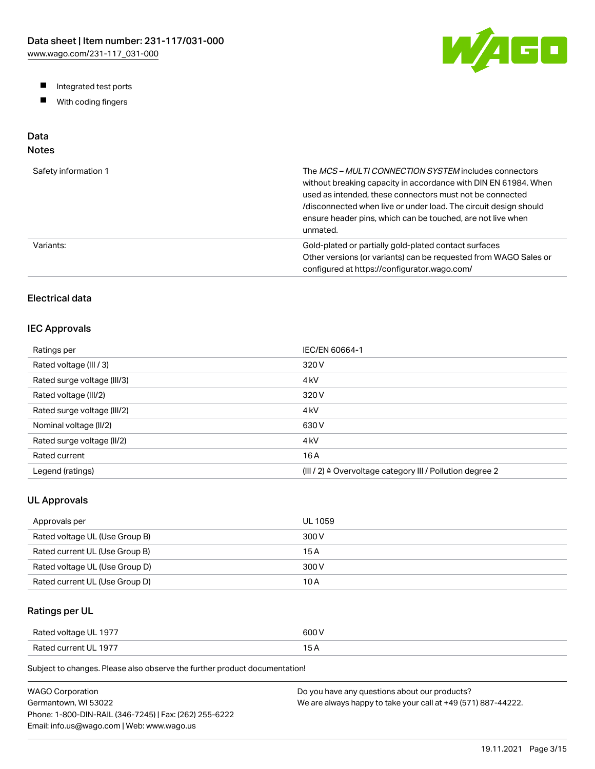- Integrated test ports
- With coding fingers

## Data

### Notes

| | |
|---|---|
| Safety information 1 | The *MCS – MULTI CONNECTION SYSTEM* includes connectors without breaking capacity in accordance with DIN EN 61984. When used as intended, these connectors must not be connected /disconnected when live or under load. The circuit design should ensure header pins, which can be touched, are not live when unmated. |
| Variants: | Gold-plated or partially gold-plated contact surfaces<br>Other versions (or variants) can be requested from WAGO Sales or configured at https://configurator.wago.com/ |

## Electrical data

### IEC Approvals

| | |
|---|---|
| Ratings per | IEC/EN 60664-1 |
| Rated voltage (III / 3) | 320 V |
| Rated surge voltage (III/3) | 4 kV |
| Rated voltage (III/2) | 320 V |
| Rated surge voltage (III/2) | 4 kV |
| Nominal voltage (II/2) | 630 V |
| Rated surge voltage (II/2) | 4 kV |
| Rated current | 16 A |
| Legend (ratings) | (III / 2) ≙ Overvoltage category III / Pollution degree 2 |

### UL Approvals

| | |
|---|---|
| Approvals per | UL 1059 |
| Rated voltage UL (Use Group B) | 300 V |
| Rated current UL (Use Group B) | 15 A |
| Rated voltage UL (Use Group D) | 300 V |
| Rated current UL (Use Group D) | 10 A |

### Ratings per UL

| | |
|---|---|
| Rated voltage UL 1977 | 600 V |
| Rated current UL 1977 | 15 A |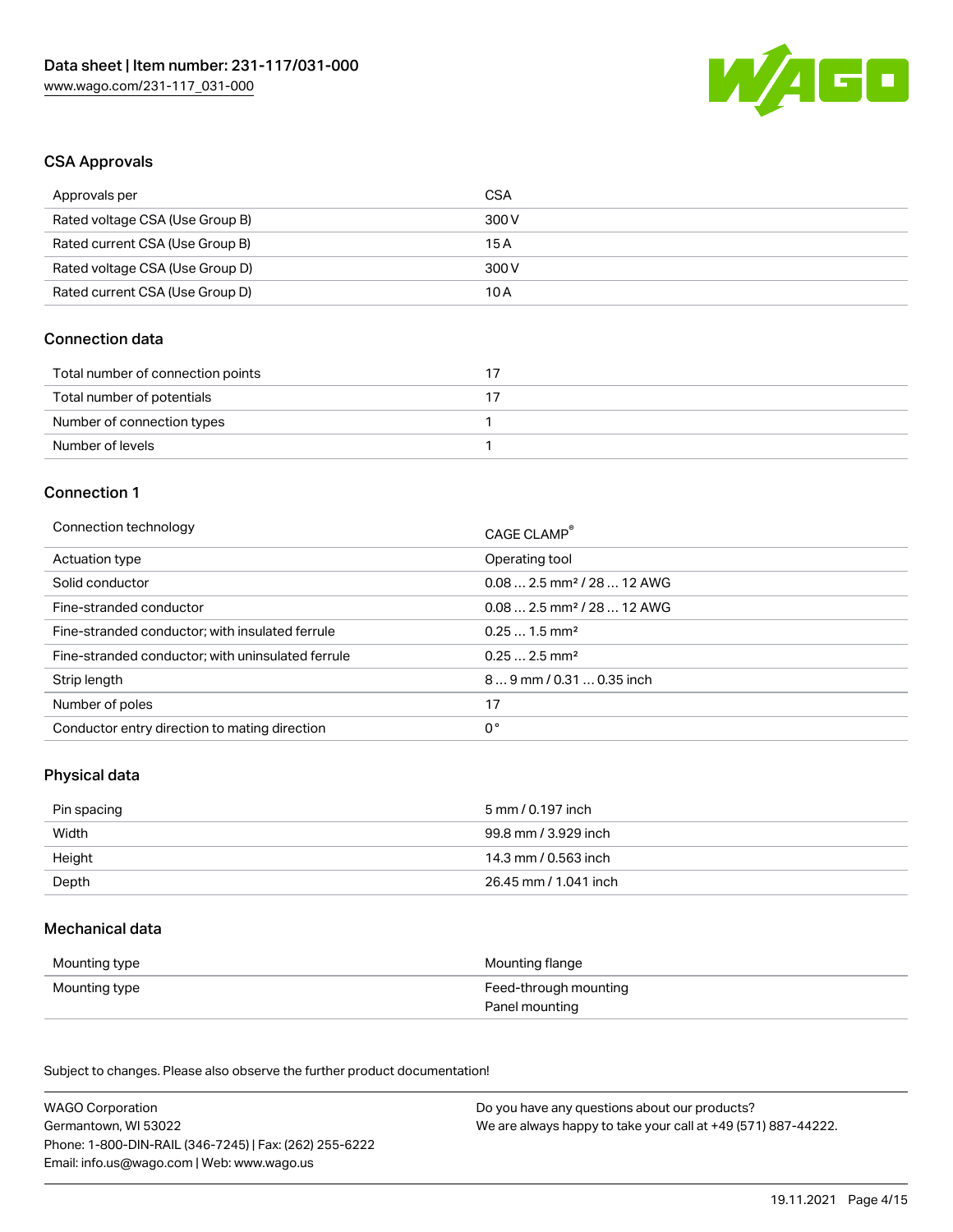## CSA Approvals

| | |
|---|---|
| Approvals per | CSA |
| Rated voltage CSA (Use Group B) | 300 V |
| Rated current CSA (Use Group B) | 15 A |
| Rated voltage CSA (Use Group D) | 300 V |
| Rated current CSA (Use Group D) | 10 A |

## Connection data

| | |
|---|---|
| Total number of connection points | 17 |
| Total number of potentials | 17 |
| Number of connection types | 1 |
| Number of levels | 1 |

## Connection 1

| | |
|---|---|
| Connection technology | CAGE CLAMP® |
| Actuation type | Operating tool |
| Solid conductor | 0.08 … 2.5 mm² / 28 … 12 AWG |
| Fine-stranded conductor | 0.08 … 2.5 mm² / 28 … 12 AWG |
| Fine-stranded conductor; with insulated ferrule | 0.25 … 1.5 mm² |
| Fine-stranded conductor; with uninsulated ferrule | 0.25 … 2.5 mm² |
| Strip length | 8 … 9 mm / 0.31 … 0.35 inch |
| Number of poles | 17 |
| Conductor entry direction to mating direction | 0 ° |

## Physical data

| | |
|---|---|
| Pin spacing | 5 mm / 0.197 inch |
| Width | 99.8 mm / 3.929 inch |
| Height | 14.3 mm / 0.563 inch |
| Depth | 26.45 mm / 1.041 inch |

## Mechanical data

| | |
|---|---|
| Mounting type | Mounting flange |
| Mounting type | Feed-through mounting<br>Panel mounting |

Subject to changes. Please also observe the further product documentation!

WAGO Corporation
Germantown, WI 53022
Phone: 1-800-DIN-RAIL (346-7245) | Fax: (262) 255-6222
Email: info.us@wago.com | Web: www.wago.us

Do you have any questions about our products?
We are always happy to take your call at +49 (571) 887-44222.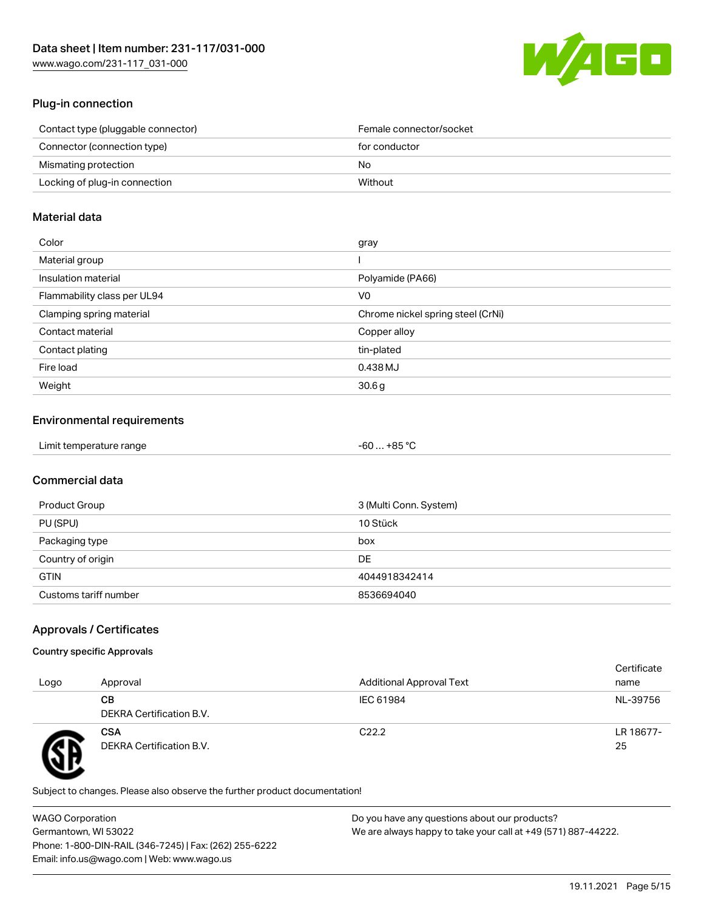## Plug-in connection

| | |
|---|---|
| Contact type (pluggable connector) | Female connector/socket |
| Connector (connection type) | for conductor |
| Mismating protection | No |
| Locking of plug-in connection | Without |

## Material data

| | |
|---|---|
| Color | gray |
| Material group | I |
| Insulation material | Polyamide (PA66) |
| Flammability class per UL94 | V0 |
| Clamping spring material | Chrome nickel spring steel (CrNi) |
| Contact material | Copper alloy |
| Contact plating | tin-plated |
| Fire load | 0.438 MJ |
| Weight | 30.6 g |

## Environmental requirements

| | |
|---|---|
| Limit temperature range | -60 … +85 °C |

## Commercial data

| | |
|---|---|
| Product Group | 3 (Multi Conn. System) |
| PU (SPU) | 10 Stück |
| Packaging type | box |
| Country of origin | DE |
| GTIN | 4044918342414 |
| Customs tariff number | 8536694040 |

## Approvals / Certificates

### Country specific Approvals

| Logo | Approval | Additional Approval Text | Certificate name |
|---|---|---|---|
| | **CB** DEKRA Certification B.V. | IEC 61984 | NL-39756 |
| | **CSA** DEKRA Certification B.V. | C22.2 | LR 18677-25 |

Subject to changes. Please also observe the further product documentation!

WAGO Corporation
Germantown, WI 53022
Phone: 1-800-DIN-RAIL (346-7245) | Fax: (262) 255-6222
Email: info.us@wago.com | Web: www.wago.us

Do you have any questions about our products?
We are always happy to take your call at +49 (571) 887-44222.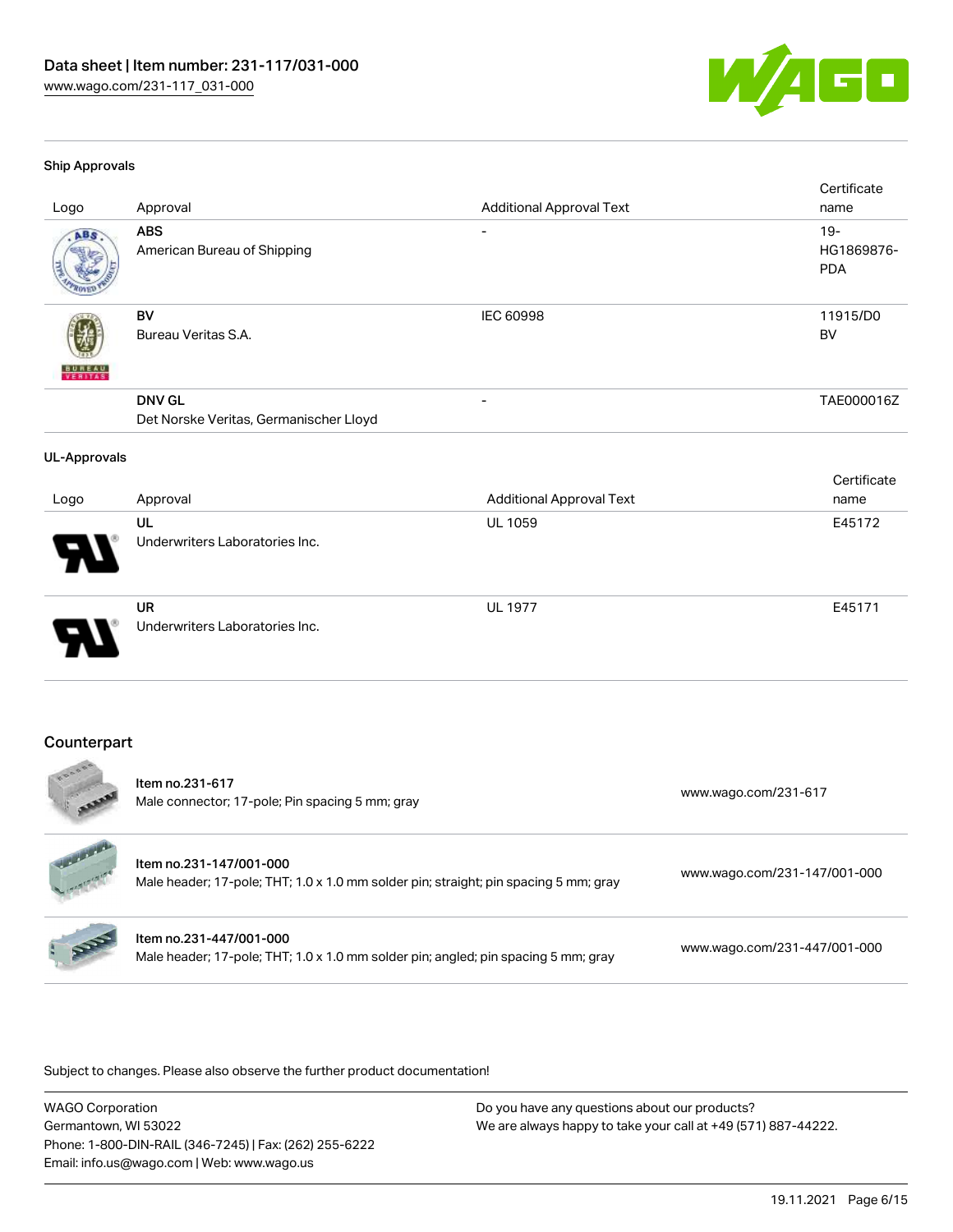### Ship Approvals

| Logo | Approval | Additional Approval Text | Certificate name |
|---|---|---|---|
| | **ABS**<br>American Bureau of Shipping | - | 19-HG1869876-PDA |
| | **BV**<br>Bureau Veritas S.A. | IEC 60998 | 11915/D0 BV |
| | **DNV GL**<br>Det Norske Veritas, Germanischer Lloyd | - | TAE000016Z |

### UL-Approvals

| Logo | Approval | Additional Approval Text | Certificate name |
|---|---|---|---|
| | **UL**<br>Underwriters Laboratories Inc. | UL 1059 | E45172 |
| | **UR**<br>Underwriters Laboratories Inc. | UL 1977 | E45171 |

## Counterpart

| | | |
|---|---|---|
| | **Item no.231-617**<br>Male connector; 17-pole; Pin spacing 5 mm; gray | www.wago.com/231-617 |
| | **Item no.231-147/001-000**<br>Male header; 17-pole; THT; 1.0 x 1.0 mm solder pin; straight; pin spacing 5 mm; gray | www.wago.com/231-147/001-000 |
| | **Item no.231-447/001-000**<br>Male header; 17-pole; THT; 1.0 x 1.0 mm solder pin; angled; pin spacing 5 mm; gray | www.wago.com/231-447/001-000 |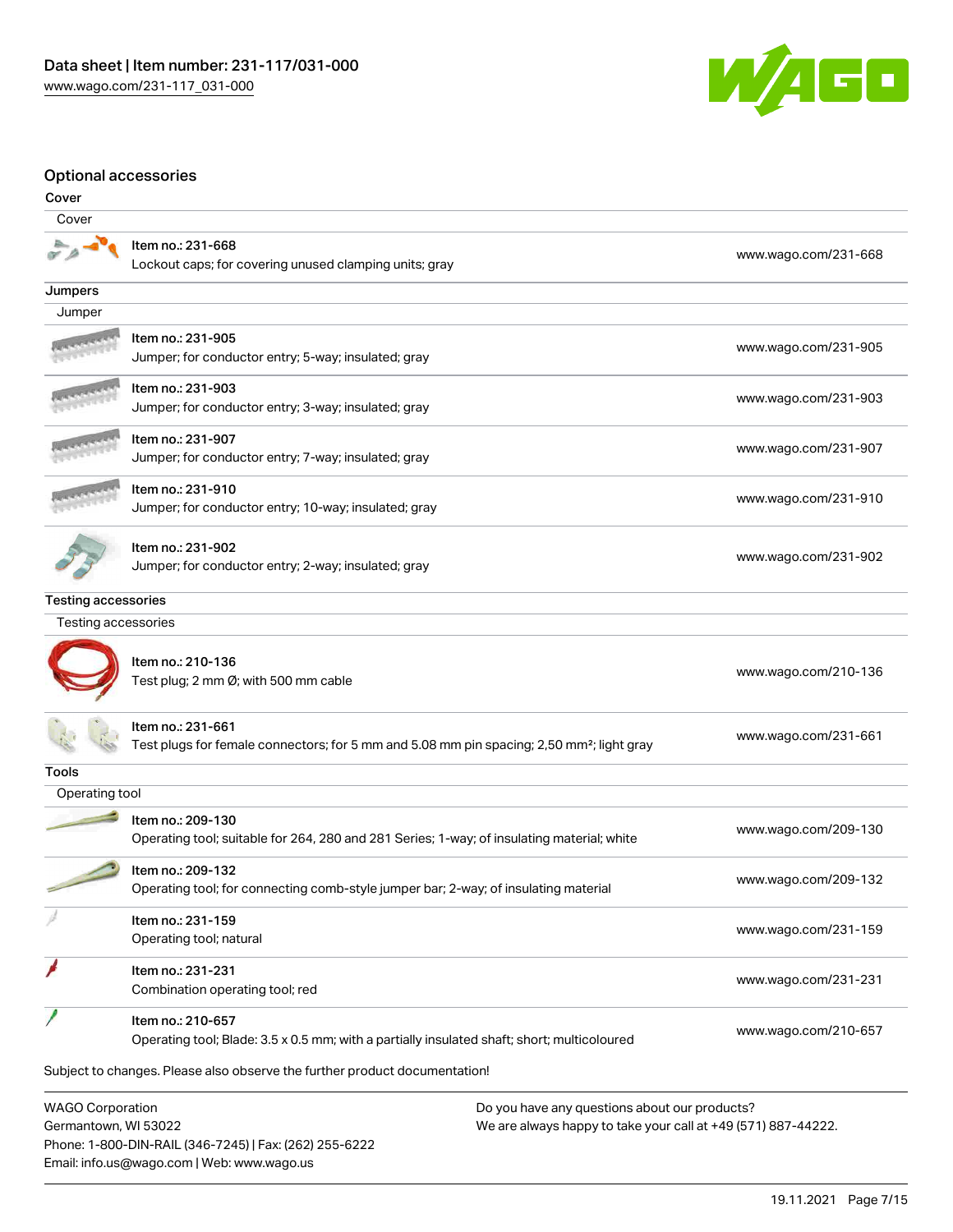## Optional accessories

### Cover

| Cover | |
|---|---|
| Item no.: 231-668<br>Lockout caps; for covering unused clamping units; gray | www.wago.com/231-668 |

### Jumpers

| Jumper | |
|---|---|
| Item no.: 231-905<br>Jumper; for conductor entry; 5-way; insulated; gray | www.wago.com/231-905 |
| Item no.: 231-903<br>Jumper; for conductor entry; 3-way; insulated; gray | www.wago.com/231-903 |
| Item no.: 231-907<br>Jumper; for conductor entry; 7-way; insulated; gray | www.wago.com/231-907 |
| Item no.: 231-910<br>Jumper; for conductor entry; 10-way; insulated; gray | www.wago.com/231-910 |
| Item no.: 231-902<br>Jumper; for conductor entry; 2-way; insulated; gray | www.wago.com/231-902 |

### Testing accessories

| Testing accessories | |
|---|---|
| Item no.: 210-136<br>Test plug; 2 mm Ø; with 500 mm cable | www.wago.com/210-136 |
| Item no.: 231-661<br>Test plugs for female connectors; for 5 mm and 5.08 mm pin spacing; 2,50 mm²; light gray | www.wago.com/231-661 |

### Tools

| Operating tool | |
|---|---|
| Item no.: 209-130<br>Operating tool; suitable for 264, 280 and 281 Series; 1-way; of insulating material; white | www.wago.com/209-130 |
| Item no.: 209-132<br>Operating tool; for connecting comb-style jumper bar; 2-way; of insulating material | www.wago.com/209-132 |
| Item no.: 231-159<br>Operating tool; natural | www.wago.com/231-159 |
| Item no.: 231-231<br>Combination operating tool; red | www.wago.com/231-231 |
| Item no.: 210-657<br>Operating tool; Blade: 3.5 x 0.5 mm; with a partially insulated shaft; short; multicoloured | www.wago.com/210-657 |

Subject to changes. Please also observe the further product documentation!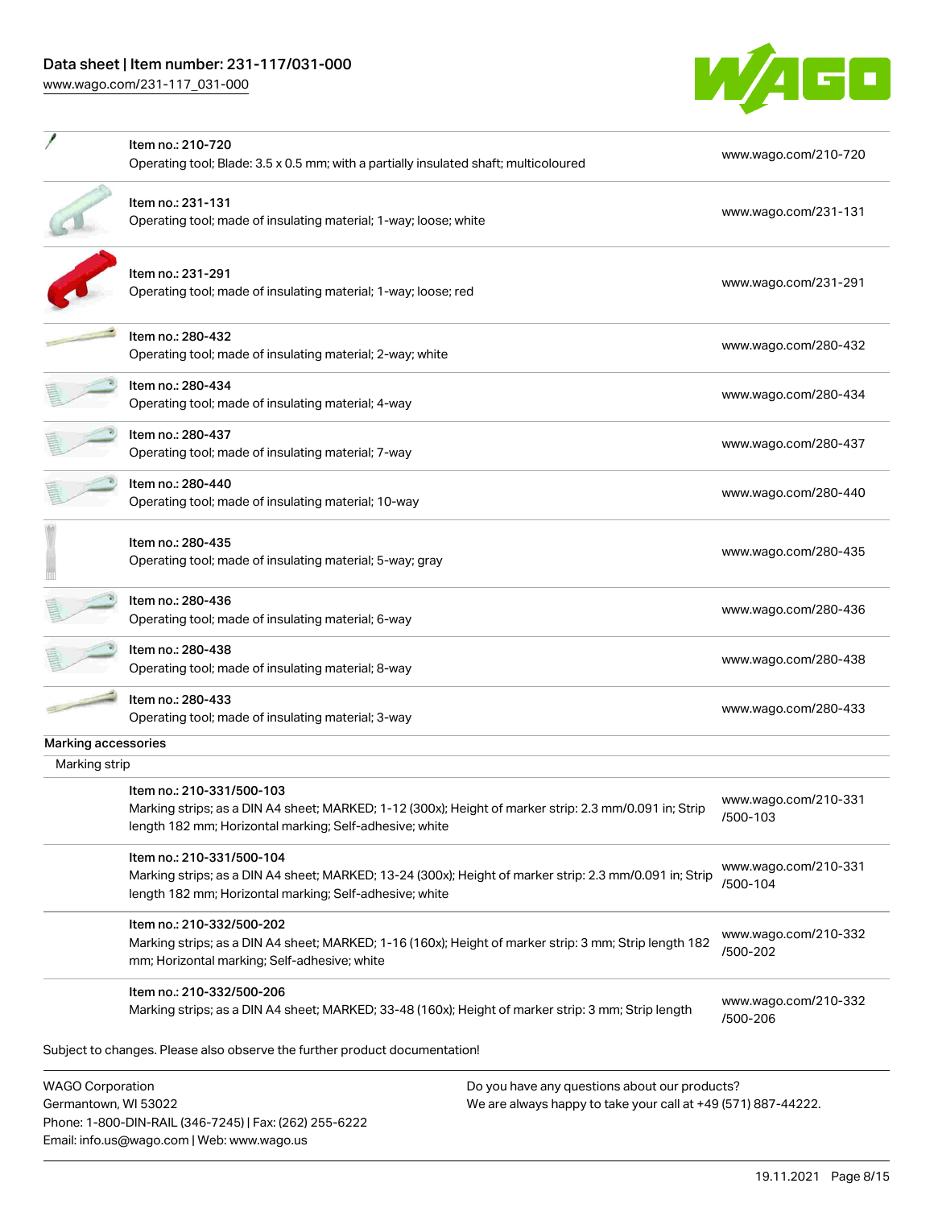| Item | Description | Link |
| --- | --- | --- |
| Item no.: 210-720 | Operating tool; Blade: 3.5 x 0.5 mm; with a partially insulated shaft; multicoloured | www.wago.com/210-720 |
| Item no.: 231-131 | Operating tool; made of insulating material; 1-way; loose; white | www.wago.com/231-131 |
| Item no.: 231-291 | Operating tool; made of insulating material; 1-way; loose; red | www.wago.com/231-291 |
| Item no.: 280-432 | Operating tool; made of insulating material; 2-way; white | www.wago.com/280-432 |
| Item no.: 280-434 | Operating tool; made of insulating material; 4-way | www.wago.com/280-434 |
| Item no.: 280-437 | Operating tool; made of insulating material; 7-way | www.wago.com/280-437 |
| Item no.: 280-440 | Operating tool; made of insulating material; 10-way | www.wago.com/280-440 |
| Item no.: 280-435 | Operating tool; made of insulating material; 5-way; gray | www.wago.com/280-435 |
| Item no.: 280-436 | Operating tool; made of insulating material; 6-way | www.wago.com/280-436 |
| Item no.: 280-438 | Operating tool; made of insulating material; 8-way | www.wago.com/280-438 |
| Item no.: 280-433 | Operating tool; made of insulating material; 3-way | www.wago.com/280-433 |

**Marking accessories**

Marking strip

| Item | Description | Link |
| --- | --- | --- |
| Item no.: 210-331/500-103 | Marking strips; as a DIN A4 sheet; MARKED; 1-12 (300x); Height of marker strip: 2.3 mm/0.091 in; Strip length 182 mm; Horizontal marking; Self-adhesive; white | www.wago.com/210-331/500-103 |
| Item no.: 210-331/500-104 | Marking strips; as a DIN A4 sheet; MARKED; 13-24 (300x); Height of marker strip: 2.3 mm/0.091 in; Strip length 182 mm; Horizontal marking; Self-adhesive; white | www.wago.com/210-331/500-104 |
| Item no.: 210-332/500-202 | Marking strips; as a DIN A4 sheet; MARKED; 1-16 (160x); Height of marker strip: 3 mm; Strip length 182 mm; Horizontal marking; Self-adhesive; white | www.wago.com/210-332/500-202 |
| Item no.: 210-332/500-206 | Marking strips; as a DIN A4 sheet; MARKED; 33-48 (160x); Height of marker strip: 3 mm; Strip length | www.wago.com/210-332/500-206 |

Subject to changes. Please also observe the further product documentation!

WAGO Corporation
Germantown, WI 53022
Phone: 1-800-DIN-RAIL (346-7245) | Fax: (262) 255-6222
Email: info.us@wago.com | Web: www.wago.us

Do you have any questions about our products?
We are always happy to take your call at +49 (571) 887-44222.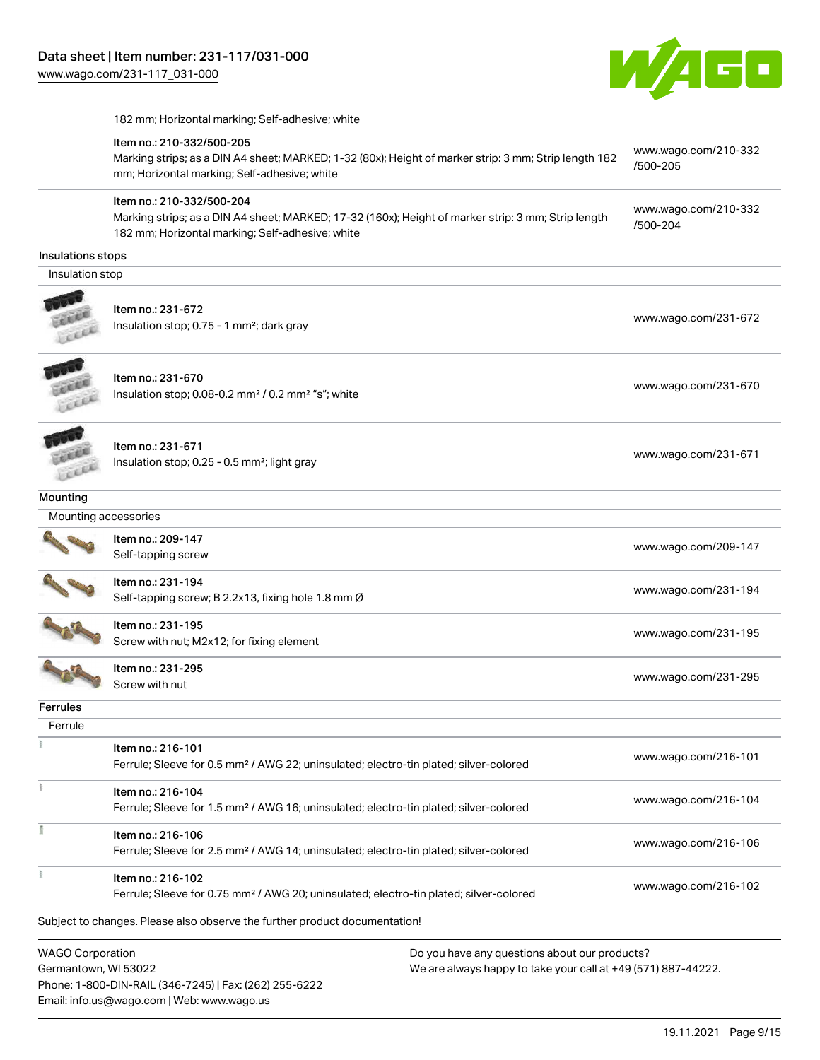182 mm; Horizontal marking; Self-adhesive; white

| Item | Link |
| --- | --- |
| Item no.: 210-332/500-205<br>Marking strips; as a DIN A4 sheet; MARKED; 1-32 (80x); Height of marker strip: 3 mm; Strip length 182 mm; Horizontal marking; Self-adhesive; white | www.wago.com/210-332/500-205 |
| Item no.: 210-332/500-204<br>Marking strips; as a DIN A4 sheet; MARKED; 17-32 (160x); Height of marker strip: 3 mm; Strip length 182 mm; Horizontal marking; Self-adhesive; white | www.wago.com/210-332/500-204 |

## Insulations stops

### Insulation stop

| Item | Link |
| --- | --- |
| Item no.: 231-672<br>Insulation stop; 0.75 - 1 mm²; dark gray | www.wago.com/231-672 |
| Item no.: 231-670<br>Insulation stop; 0.08-0.2 mm² / 0.2 mm² "s"; white | www.wago.com/231-670 |
| Item no.: 231-671<br>Insulation stop; 0.25 - 0.5 mm²; light gray | www.wago.com/231-671 |

## Mounting

### Mounting accessories

| Item | Link |
| --- | --- |
| Item no.: 209-147<br>Self-tapping screw | www.wago.com/209-147 |
| Item no.: 231-194<br>Self-tapping screw; B 2.2x13, fixing hole 1.8 mm Ø | www.wago.com/231-194 |
| Item no.: 231-195<br>Screw with nut; M2x12; for fixing element | www.wago.com/231-195 |
| Item no.: 231-295<br>Screw with nut | www.wago.com/231-295 |

## Ferrules

### Ferrule

| Item | Link |
| --- | --- |
| Item no.: 216-101<br>Ferrule; Sleeve for 0.5 mm² / AWG 22; uninsulated; electro-tin plated; silver-colored | www.wago.com/216-101 |
| Item no.: 216-104<br>Ferrule; Sleeve for 1.5 mm² / AWG 16; uninsulated; electro-tin plated; silver-colored | www.wago.com/216-104 |
| Item no.: 216-106<br>Ferrule; Sleeve for 2.5 mm² / AWG 14; uninsulated; electro-tin plated; silver-colored | www.wago.com/216-106 |
| Item no.: 216-102<br>Ferrule; Sleeve for 0.75 mm² / AWG 20; uninsulated; electro-tin plated; silver-colored | www.wago.com/216-102 |

Subject to changes. Please also observe the further product documentation!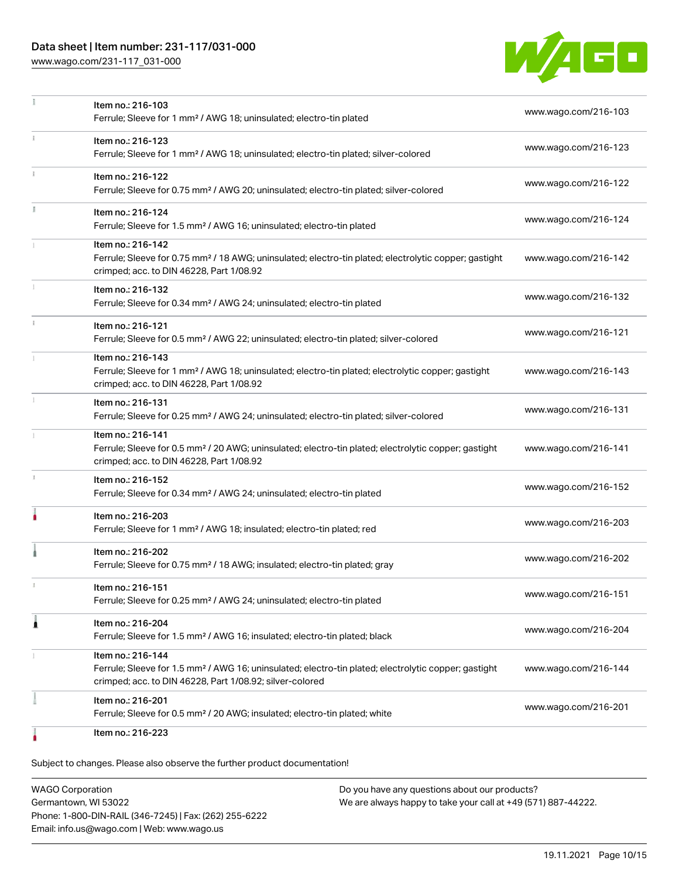| | | |
|---|---|---|
| | Item no.: 216-103<br>Ferrule; Sleeve for 1 mm² / AWG 18; uninsulated; electro-tin plated | www.wago.com/216-103 |
| | Item no.: 216-123<br>Ferrule; Sleeve for 1 mm² / AWG 18; uninsulated; electro-tin plated; silver-colored | www.wago.com/216-123 |
| | Item no.: 216-122<br>Ferrule; Sleeve for 0.75 mm² / AWG 20; uninsulated; electro-tin plated; silver-colored | www.wago.com/216-122 |
| | Item no.: 216-124<br>Ferrule; Sleeve for 1.5 mm² / AWG 16; uninsulated; electro-tin plated | www.wago.com/216-124 |
| | Item no.: 216-142<br>Ferrule; Sleeve for 0.75 mm² / 18 AWG; uninsulated; electro-tin plated; electrolytic copper; gastight crimped; acc. to DIN 46228, Part 1/08.92 | www.wago.com/216-142 |
| | Item no.: 216-132<br>Ferrule; Sleeve for 0.34 mm² / AWG 24; uninsulated; electro-tin plated | www.wago.com/216-132 |
| | Item no.: 216-121<br>Ferrule; Sleeve for 0.5 mm² / AWG 22; uninsulated; electro-tin plated; silver-colored | www.wago.com/216-121 |
| | Item no.: 216-143<br>Ferrule; Sleeve for 1 mm² / AWG 18; uninsulated; electro-tin plated; electrolytic copper; gastight crimped; acc. to DIN 46228, Part 1/08.92 | www.wago.com/216-143 |
| | Item no.: 216-131<br>Ferrule; Sleeve for 0.25 mm² / AWG 24; uninsulated; electro-tin plated; silver-colored | www.wago.com/216-131 |
| | Item no.: 216-141<br>Ferrule; Sleeve for 0.5 mm² / 20 AWG; uninsulated; electro-tin plated; electrolytic copper; gastight crimped; acc. to DIN 46228, Part 1/08.92 | www.wago.com/216-141 |
| | Item no.: 216-152<br>Ferrule; Sleeve for 0.34 mm² / AWG 24; uninsulated; electro-tin plated | www.wago.com/216-152 |
| | Item no.: 216-203<br>Ferrule; Sleeve for 1 mm² / AWG 18; insulated; electro-tin plated; red | www.wago.com/216-203 |
| | Item no.: 216-202<br>Ferrule; Sleeve for 0.75 mm² / 18 AWG; insulated; electro-tin plated; gray | www.wago.com/216-202 |
| | Item no.: 216-151<br>Ferrule; Sleeve for 0.25 mm² / AWG 24; uninsulated; electro-tin plated | www.wago.com/216-151 |
| | Item no.: 216-204<br>Ferrule; Sleeve for 1.5 mm² / AWG 16; insulated; electro-tin plated; black | www.wago.com/216-204 |
| | Item no.: 216-144<br>Ferrule; Sleeve for 1.5 mm² / AWG 16; uninsulated; electro-tin plated; electrolytic copper; gastight crimped; acc. to DIN 46228, Part 1/08.92; silver-colored | www.wago.com/216-144 |
| | Item no.: 216-201<br>Ferrule; Sleeve for 0.5 mm² / 20 AWG; insulated; electro-tin plated; white | www.wago.com/216-201 |
| | Item no.: 216-223 | |

Subject to changes. Please also observe the further product documentation!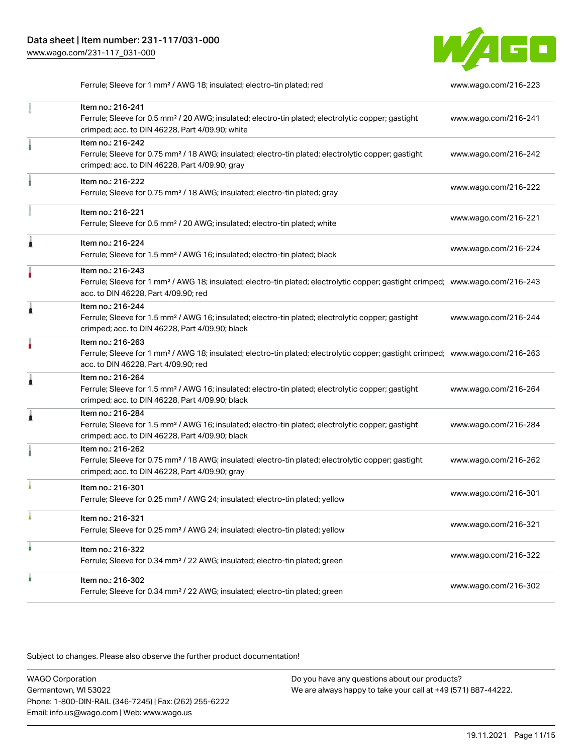| | | |
|---|---|---|
| | Ferrule; Sleeve for 1 mm² / AWG 18; insulated; electro-tin plated; red | www.wago.com/216-223 |
| | Item no.: 216-241<br>Ferrule; Sleeve for 0.5 mm² / 20 AWG; insulated; electro-tin plated; electrolytic copper; gastight crimped; acc. to DIN 46228, Part 4/09.90; white | www.wago.com/216-241 |
| | Item no.: 216-242<br>Ferrule; Sleeve for 0.75 mm² / 18 AWG; insulated; electro-tin plated; electrolytic copper; gastight crimped; acc. to DIN 46228, Part 4/09.90; gray | www.wago.com/216-242 |
| | Item no.: 216-222<br>Ferrule; Sleeve for 0.75 mm² / 18 AWG; insulated; electro-tin plated; gray | www.wago.com/216-222 |
| | Item no.: 216-221<br>Ferrule; Sleeve for 0.5 mm² / 20 AWG; insulated; electro-tin plated; white | www.wago.com/216-221 |
| | Item no.: 216-224<br>Ferrule; Sleeve for 1.5 mm² / AWG 16; insulated; electro-tin plated; black | www.wago.com/216-224 |
| | Item no.: 216-243<br>Ferrule; Sleeve for 1 mm² / AWG 18; insulated; electro-tin plated; electrolytic copper; gastight crimped; acc. to DIN 46228, Part 4/09.90; red | www.wago.com/216-243 |
| | Item no.: 216-244<br>Ferrule; Sleeve for 1.5 mm² / AWG 16; insulated; electro-tin plated; electrolytic copper; gastight crimped; acc. to DIN 46228, Part 4/09.90; black | www.wago.com/216-244 |
| | Item no.: 216-263<br>Ferrule; Sleeve for 1 mm² / AWG 18; insulated; electro-tin plated; electrolytic copper; gastight crimped; acc. to DIN 46228, Part 4/09.90; red | www.wago.com/216-263 |
| | Item no.: 216-264<br>Ferrule; Sleeve for 1.5 mm² / AWG 16; insulated; electro-tin plated; electrolytic copper; gastight crimped; acc. to DIN 46228, Part 4/09.90; black | www.wago.com/216-264 |
| | Item no.: 216-284<br>Ferrule; Sleeve for 1.5 mm² / AWG 16; insulated; electro-tin plated; electrolytic copper; gastight crimped; acc. to DIN 46228, Part 4/09.90; black | www.wago.com/216-284 |
| | Item no.: 216-262<br>Ferrule; Sleeve for 0.75 mm² / 18 AWG; insulated; electro-tin plated; electrolytic copper; gastight crimped; acc. to DIN 46228, Part 4/09.90; gray | www.wago.com/216-262 |
| | Item no.: 216-301<br>Ferrule; Sleeve for 0.25 mm² / AWG 24; insulated; electro-tin plated; yellow | www.wago.com/216-301 |
| | Item no.: 216-321<br>Ferrule; Sleeve for 0.25 mm² / AWG 24; insulated; electro-tin plated; yellow | www.wago.com/216-321 |
| | Item no.: 216-322<br>Ferrule; Sleeve for 0.34 mm² / 22 AWG; insulated; electro-tin plated; green | www.wago.com/216-322 |
| | Item no.: 216-302<br>Ferrule; Sleeve for 0.34 mm² / 22 AWG; insulated; electro-tin plated; green | www.wago.com/216-302 |

Subject to changes. Please also observe the further product documentation!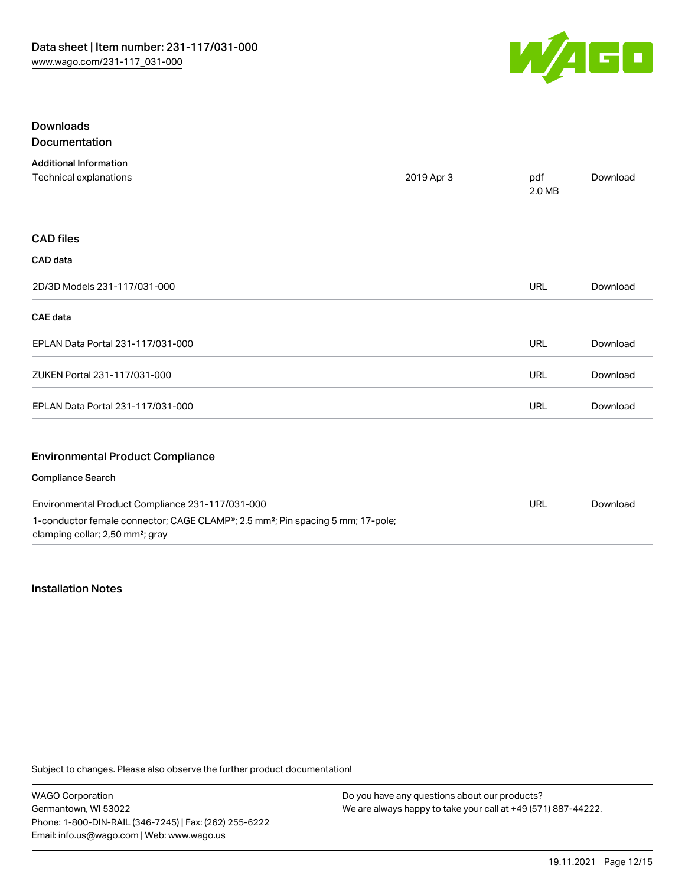## Downloads

### Documentation

**Additional Information**

| Technical explanations | 2019 Apr 3 | pdf 2.0 MB | Download |
|---|---|---|---|

### CAD files

**CAD data**

| 2D/3D Models 231-117/031-000 | URL | Download |
|---|---|---|

**CAE data**

| EPLAN Data Portal 231-117/031-000 | URL | Download |
|---|---|---|
| ZUKEN Portal 231-117/031-000 | URL | Download |
| EPLAN Data Portal 231-117/031-000 | URL | Download |

### Environmental Product Compliance

**Compliance Search**

| Environmental Product Compliance 231-117/031-000 | URL | Download |
|---|---|---|
| 1-conductor female connector; CAGE CLAMP®; 2.5 mm²; Pin spacing 5 mm; 17-pole; clamping collar; 2,50 mm²; gray | | |

## Installation Notes

Subject to changes. Please also observe the further product documentation!

WAGO Corporation
Germantown, WI 53022
Phone: 1-800-DIN-RAIL (346-7245) | Fax: (262) 255-6222
Email: info.us@wago.com | Web: www.wago.us

Do you have any questions about our products?
We are always happy to take your call at +49 (571) 887-44222.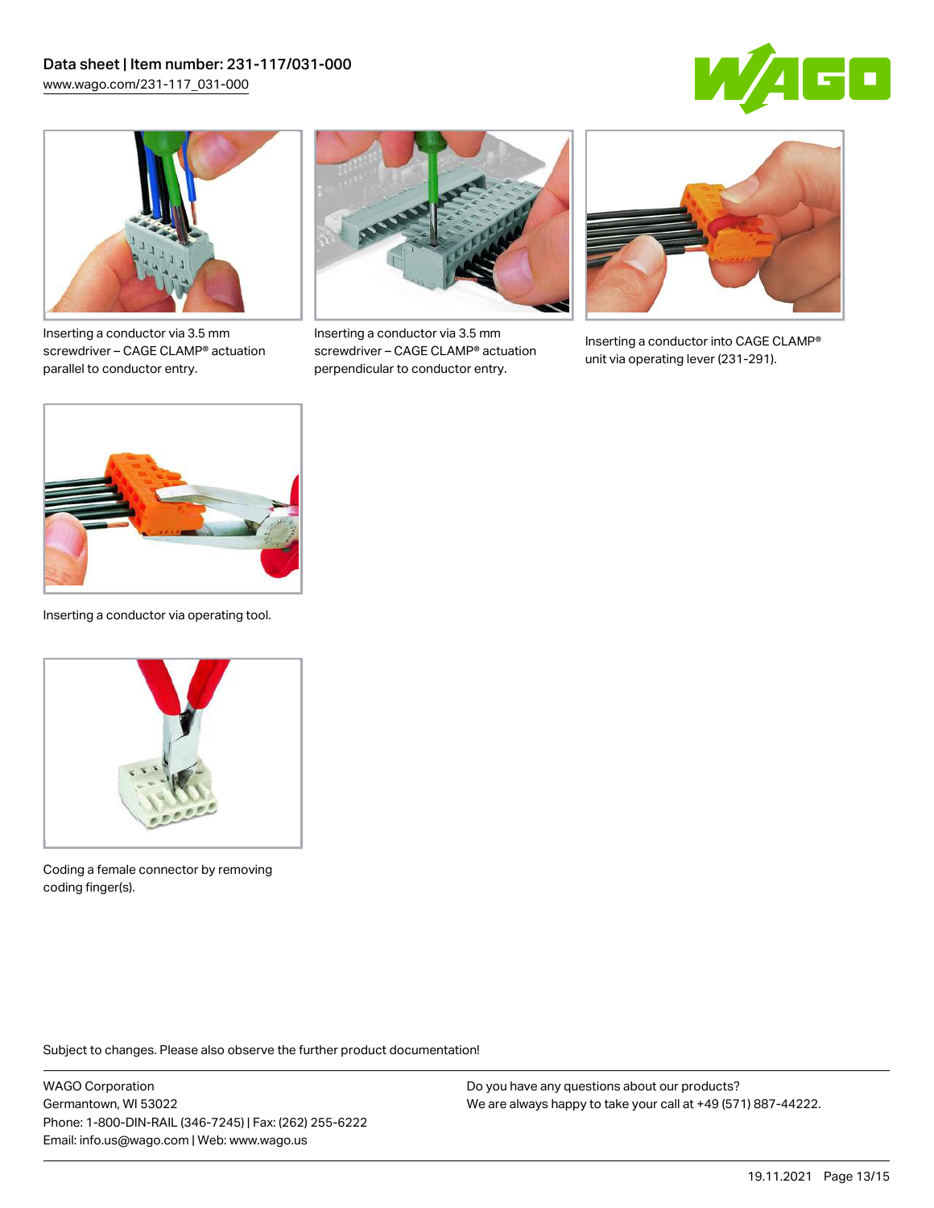Inserting a conductor via 3.5 mm screwdriver – CAGE CLAMP® actuation parallel to conductor entry.

Inserting a conductor via 3.5 mm screwdriver – CAGE CLAMP® actuation perpendicular to conductor entry.

Inserting a conductor into CAGE CLAMP® unit via operating lever (231-291).

Inserting a conductor via operating tool.

Coding a female connector by removing coding finger(s).

Subject to changes. Please also observe the further product documentation!

WAGO Corporation
Germantown, WI 53022
Phone: 1-800-DIN-RAIL (346-7245) | Fax: (262) 255-6222
Email: info.us@wago.com | Web: www.wago.us

Do you have any questions about our products?
We are always happy to take your call at +49 (571) 887-44222.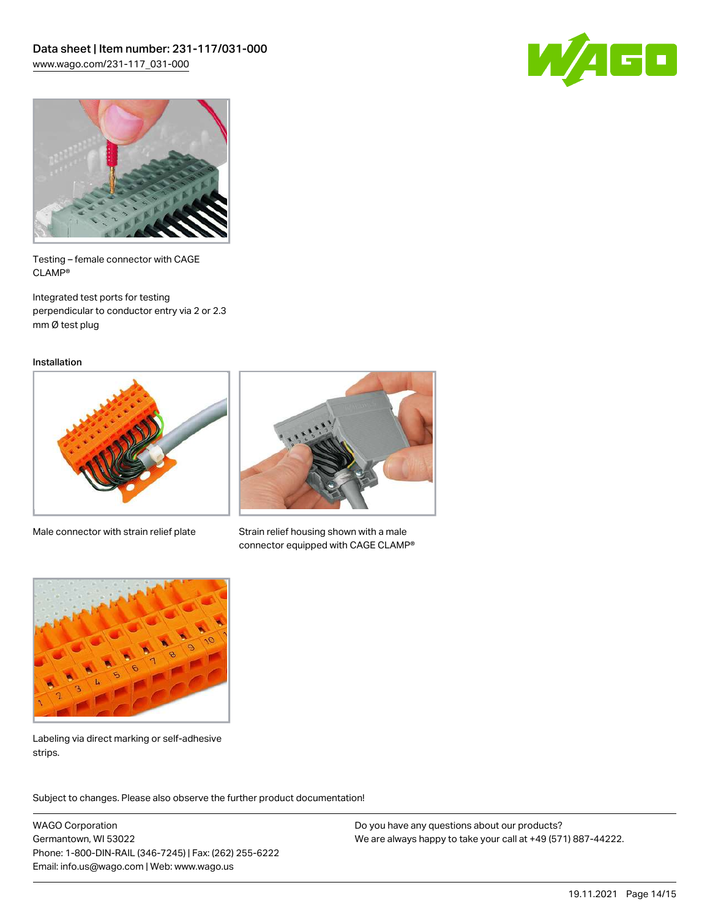Testing – female connector with CAGE CLAMP®

Integrated test ports for testing perpendicular to conductor entry via 2 or 2.3 mm Ø test plug

Installation

Male connector with strain relief plate

Strain relief housing shown with a male connector equipped with CAGE CLAMP®

Labeling via direct marking or self-adhesive strips.

Subject to changes. Please also observe the further product documentation!

WAGO Corporation
Germantown, WI 53022
Phone: 1-800-DIN-RAIL (346-7245) | Fax: (262) 255-6222
Email: info.us@wago.com | Web: www.wago.us

Do you have any questions about our products?
We are always happy to take your call at +49 (571) 887-44222.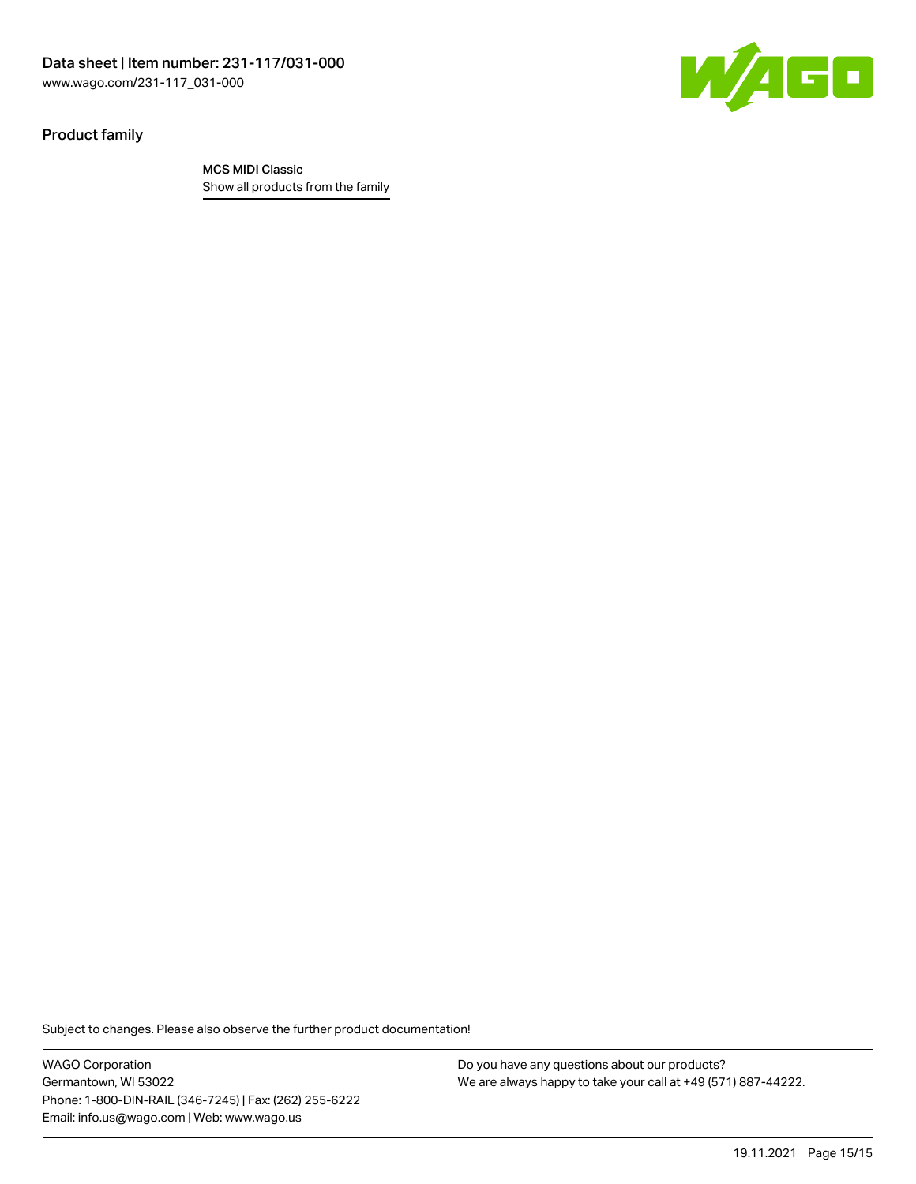Product family

MCS MIDI Classic
Show all products from the family

Subject to changes. Please also observe the further product documentation!